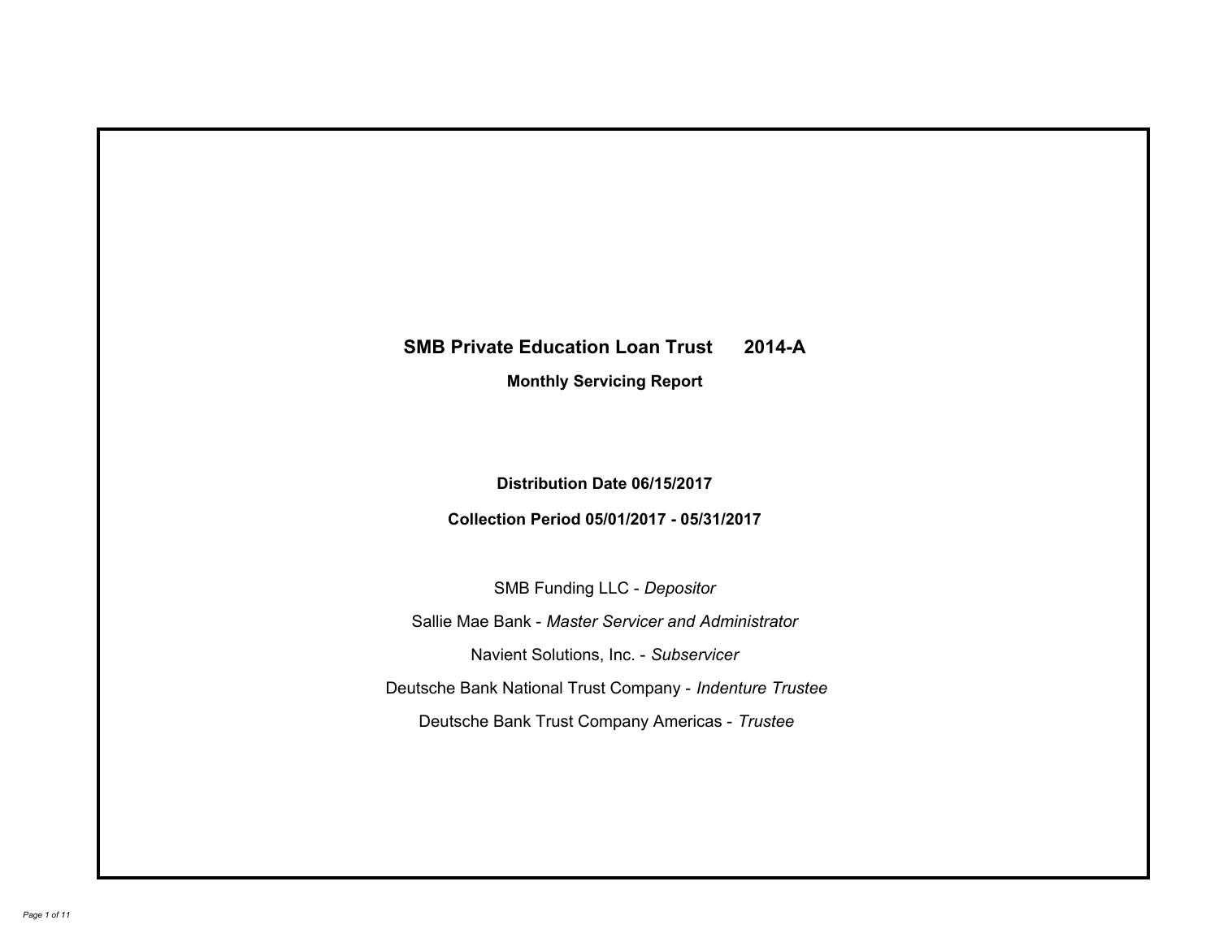# SMB Private Education Loan Trust 2014-A

## Monthly Servicing Report

**Distribution Date 06/15/2017**

**Collection Period 05/01/2017 - 05/31/2017**

SMB Funding LLC - *Depositor*

Sallie Mae Bank - *Master Servicer and Administrator*

Navient Solutions, Inc. - *Subservicer*

Deutsche Bank National Trust Company - *Indenture Trustee*

Deutsche Bank Trust Company Americas - *Trustee*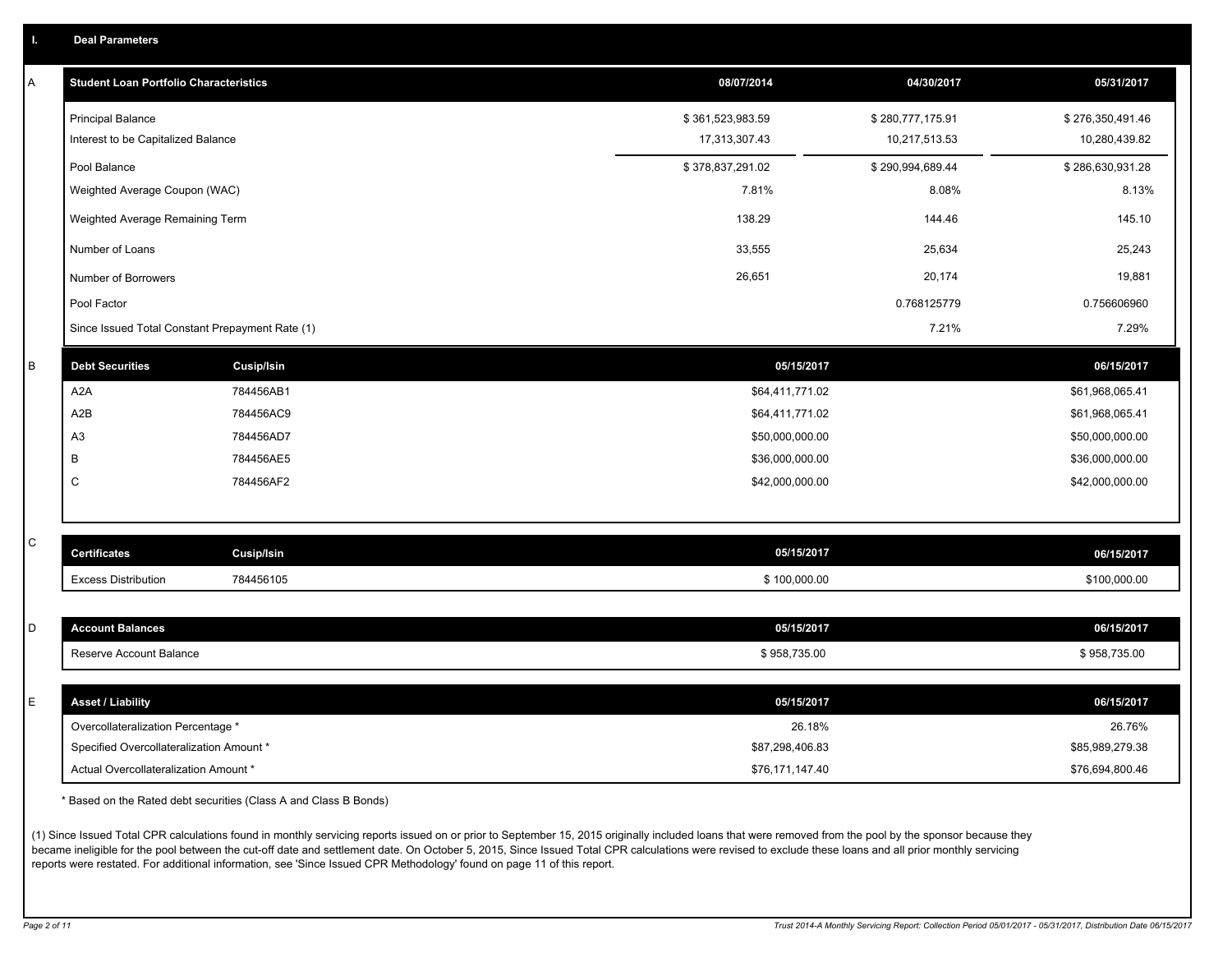## I. Deal Parameters

### A

| Student Loan Portfolio Characteristics | 08/07/2014 | 04/30/2017 | 05/31/2017 |
|---|---|---|---|
| Principal Balance | $ 361,523,983.59 | $ 280,777,175.91 | $ 276,350,491.46 |
| Interest to be Capitalized Balance | 17,313,307.43 | 10,217,513.53 | 10,280,439.82 |
| Pool Balance | $ 378,837,291.02 | $ 290,994,689.44 | $ 286,630,931.28 |
| Weighted Average Coupon (WAC) | 7.81% | 8.08% | 8.13% |
| Weighted Average Remaining Term | 138.29 | 144.46 | 145.10 |
| Number of Loans | 33,555 | 25,634 | 25,243 |
| Number of Borrowers | 26,651 | 20,174 | 19,881 |
| Pool Factor | | 0.768125779 | 0.756606960 |
| Since Issued Total Constant Prepayment Rate (1) | | 7.21% | 7.29% |

### B

| Debt Securities | Cusip/Isin | 05/15/2017 | 06/15/2017 |
|---|---|---|---|
| A2A | 784456AB1 | $64,411,771.02 | $61,968,065.41 |
| A2B | 784456AC9 | $64,411,771.02 | $61,968,065.41 |
| A3 | 784456AD7 | $50,000,000.00 | $50,000,000.00 |
| B | 784456AE5 | $36,000,000.00 | $36,000,000.00 |
| C | 784456AF2 | $42,000,000.00 | $42,000,000.00 |

### C

| Certificates | Cusip/Isin | 05/15/2017 | 06/15/2017 |
|---|---|---|---|
| Excess Distribution | 784456105 | $ 100,000.00 | $100,000.00 |

### D

| Account Balances | 05/15/2017 | 06/15/2017 |
|---|---|---|
| Reserve Account Balance | $ 958,735.00 | $ 958,735.00 |

### E

| Asset / Liability | 05/15/2017 | 06/15/2017 |
|---|---|---|
| Overcollateralization Percentage * | 26.18% | 26.76% |
| Specified Overcollateralization Amount * | $87,298,406.83 | $85,989,279.38 |
| Actual Overcollateralization Amount * | $76,171,147.40 | $76,694,800.46 |

* Based on the Rated debt securities (Class A and Class B Bonds)

(1) Since Issued Total CPR calculations found in monthly servicing reports issued on or prior to September 15, 2015 originally included loans that were removed from the pool by the sponsor because they became ineligible for the pool between the cut-off date and settlement date. On October 5, 2015, Since Issued Total CPR calculations were revised to exclude these loans and all prior monthly servicing reports were restated. For additional information, see 'Since Issued CPR Methodology' found on page 11 of this report.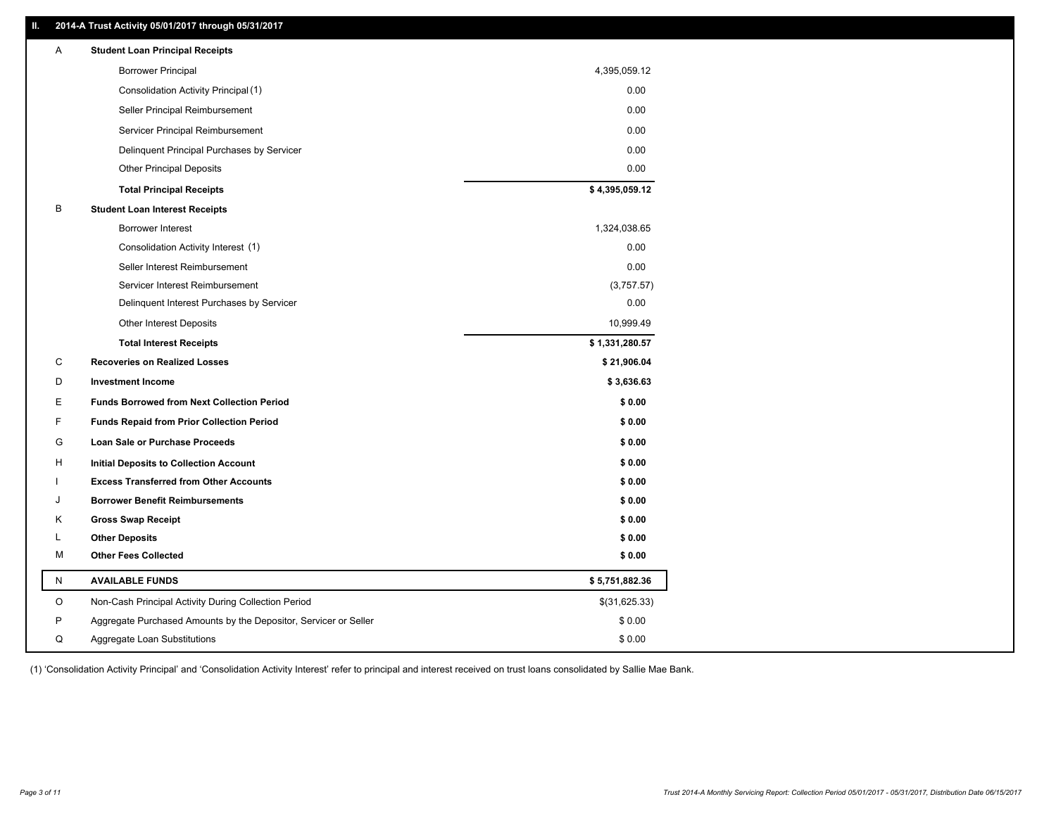## II. 2014-A Trust Activity 05/01/2017 through 05/31/2017

| | | |
|---|---|---|
| A | **Student Loan Principal Receipts** | |
| | Borrower Principal | 4,395,059.12 |
| | Consolidation Activity Principal (1) | 0.00 |
| | Seller Principal Reimbursement | 0.00 |
| | Servicer Principal Reimbursement | 0.00 |
| | Delinquent Principal Purchases by Servicer | 0.00 |
| | Other Principal Deposits | 0.00 |
| | **Total Principal Receipts** | **$ 4,395,059.12** |
| B | **Student Loan Interest Receipts** | |
| | Borrower Interest | 1,324,038.65 |
| | Consolidation Activity Interest (1) | 0.00 |
| | Seller Interest Reimbursement | 0.00 |
| | Servicer Interest Reimbursement | (3,757.57) |
| | Delinquent Interest Purchases by Servicer | 0.00 |
| | Other Interest Deposits | 10,999.49 |
| | **Total Interest Receipts** | **$ 1,331,280.57** |
| C | **Recoveries on Realized Losses** | **$ 21,906.04** |
| D | **Investment Income** | **$ 3,636.63** |
| E | **Funds Borrowed from Next Collection Period** | **$ 0.00** |
| F | **Funds Repaid from Prior Collection Period** | **$ 0.00** |
| G | **Loan Sale or Purchase Proceeds** | **$ 0.00** |
| H | **Initial Deposits to Collection Account** | **$ 0.00** |
| I | **Excess Transferred from Other Accounts** | **$ 0.00** |
| J | **Borrower Benefit Reimbursements** | **$ 0.00** |
| K | **Gross Swap Receipt** | **$ 0.00** |
| L | **Other Deposits** | **$ 0.00** |
| M | **Other Fees Collected** | **$ 0.00** |
| N | **AVAILABLE FUNDS** | **$ 5,751,882.36** |
| O | Non-Cash Principal Activity During Collection Period | $(31,625.33) |
| P | Aggregate Purchased Amounts by the Depositor, Servicer or Seller | $ 0.00 |
| Q | Aggregate Loan Substitutions | $ 0.00 |

(1) 'Consolidation Activity Principal' and 'Consolidation Activity Interest' refer to principal and interest received on trust loans consolidated by Sallie Mae Bank.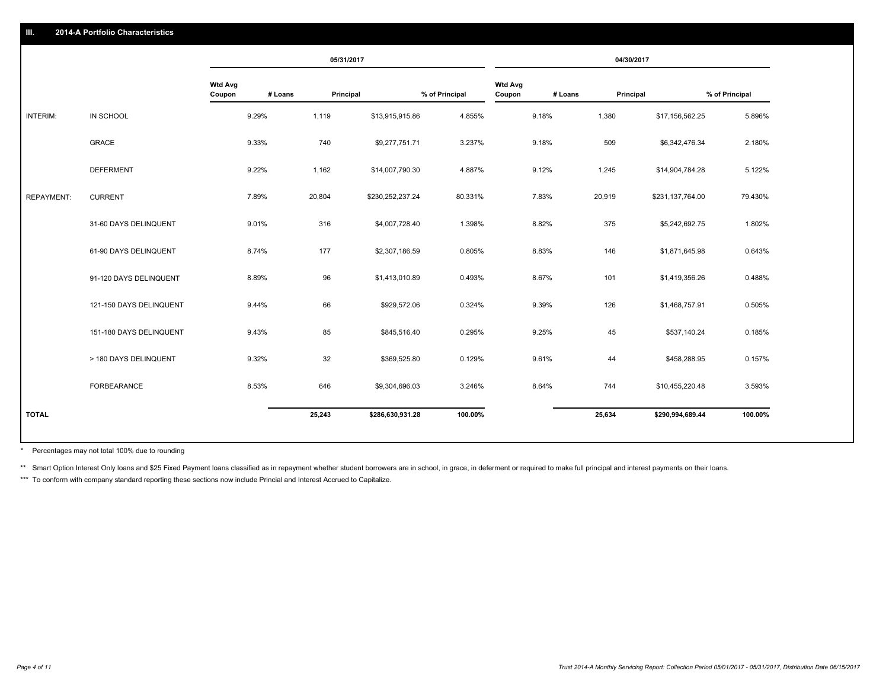## III. 2014-A Portfolio Characteristics

| | | 05/31/2017 | | | | 04/30/2017 | | | |
|---|---|---|---|---|---|---|---|---|---|
| | | Wtd Avg Coupon | # Loans | Principal | % of Principal | Wtd Avg Coupon | # Loans | Principal | % of Principal |
| INTERIM: | IN SCHOOL | 9.29% | 1,119 | $13,915,915.86 | 4.855% | 9.18% | 1,380 | $17,156,562.25 | 5.896% |
| | GRACE | 9.33% | 740 | $9,277,751.71 | 3.237% | 9.18% | 509 | $6,342,476.34 | 2.180% |
| | DEFERMENT | 9.22% | 1,162 | $14,007,790.30 | 4.887% | 9.12% | 1,245 | $14,904,784.28 | 5.122% |
| REPAYMENT: | CURRENT | 7.89% | 20,804 | $230,252,237.24 | 80.331% | 7.83% | 20,919 | $231,137,764.00 | 79.430% |
| | 31-60 DAYS DELINQUENT | 9.01% | 316 | $4,007,728.40 | 1.398% | 8.82% | 375 | $5,242,692.75 | 1.802% |
| | 61-90 DAYS DELINQUENT | 8.74% | 177 | $2,307,186.59 | 0.805% | 8.83% | 146 | $1,871,645.98 | 0.643% |
| | 91-120 DAYS DELINQUENT | 8.89% | 96 | $1,413,010.89 | 0.493% | 8.67% | 101 | $1,419,356.26 | 0.488% |
| | 121-150 DAYS DELINQUENT | 9.44% | 66 | $929,572.06 | 0.324% | 9.39% | 126 | $1,468,757.91 | 0.505% |
| | 151-180 DAYS DELINQUENT | 9.43% | 85 | $845,516.40 | 0.295% | 9.25% | 45 | $537,140.24 | 0.185% |
| | > 180 DAYS DELINQUENT | 9.32% | 32 | $369,525.80 | 0.129% | 9.61% | 44 | $458,288.95 | 0.157% |
| | FORBEARANCE | 8.53% | 646 | $9,304,696.03 | 3.246% | 8.64% | 744 | $10,455,220.48 | 3.593% |
| **TOTAL** | | | **25,243** | **$286,630,931.28** | **100.00%** | | **25,634** | **$290,994,689.44** | **100.00%** |

\* Percentages may not total 100% due to rounding

** Smart Option Interest Only loans and $25 Fixed Payment loans classified as in repayment whether student borrowers are in school, in grace, in deferment or required to make full principal and interest payments on their loans.

*** To conform with company standard reporting these sections now include Princial and Interest Accrued to Capitalize.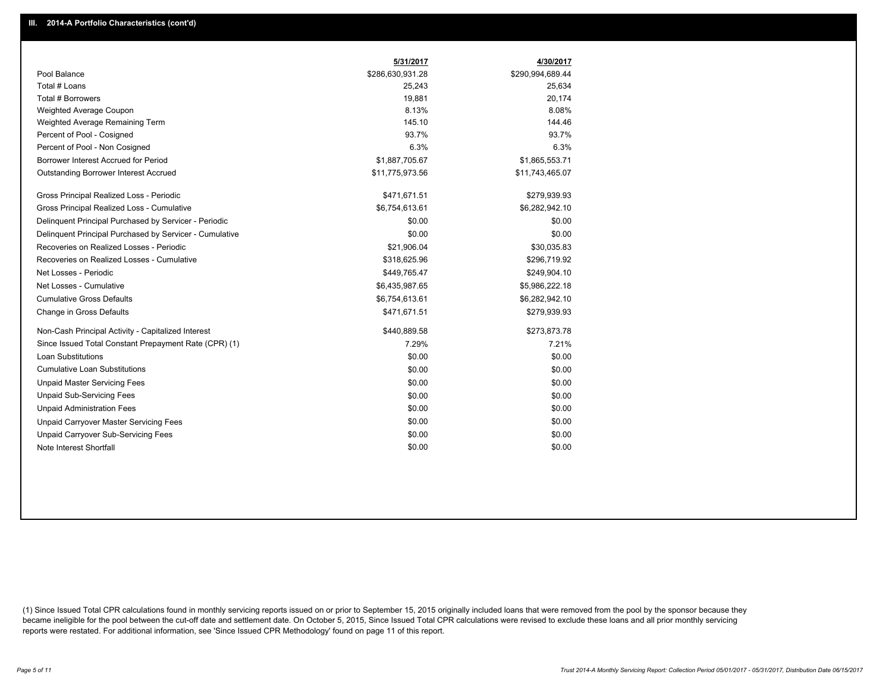## III. 2014-A Portfolio Characteristics (cont'd)

| | 5/31/2017 | 4/30/2017 |
|---|---|---|
| Pool Balance | $286,630,931.28 | $290,994,689.44 |
| Total # Loans | 25,243 | 25,634 |
| Total # Borrowers | 19,881 | 20,174 |
| Weighted Average Coupon | 8.13% | 8.08% |
| Weighted Average Remaining Term | 145.10 | 144.46 |
| Percent of Pool - Cosigned | 93.7% | 93.7% |
| Percent of Pool - Non Cosigned | 6.3% | 6.3% |
| Borrower Interest Accrued for Period | $1,887,705.67 | $1,865,553.71 |
| Outstanding Borrower Interest Accrued | $11,775,973.56 | $11,743,465.07 |
| Gross Principal Realized Loss - Periodic | $471,671.51 | $279,939.93 |
| Gross Principal Realized Loss - Cumulative | $6,754,613.61 | $6,282,942.10 |
| Delinquent Principal Purchased by Servicer - Periodic | $0.00 | $0.00 |
| Delinquent Principal Purchased by Servicer - Cumulative | $0.00 | $0.00 |
| Recoveries on Realized Losses - Periodic | $21,906.04 | $30,035.83 |
| Recoveries on Realized Losses - Cumulative | $318,625.96 | $296,719.92 |
| Net Losses - Periodic | $449,765.47 | $249,904.10 |
| Net Losses - Cumulative | $6,435,987.65 | $5,986,222.18 |
| Cumulative Gross Defaults | $6,754,613.61 | $6,282,942.10 |
| Change in Gross Defaults | $471,671.51 | $279,939.93 |
| Non-Cash Principal Activity - Capitalized Interest | $440,889.58 | $273,873.78 |
| Since Issued Total Constant Prepayment Rate (CPR) (1) | 7.29% | 7.21% |
| Loan Substitutions | $0.00 | $0.00 |
| Cumulative Loan Substitutions | $0.00 | $0.00 |
| Unpaid Master Servicing Fees | $0.00 | $0.00 |
| Unpaid Sub-Servicing Fees | $0.00 | $0.00 |
| Unpaid Administration Fees | $0.00 | $0.00 |
| Unpaid Carryover Master Servicing Fees | $0.00 | $0.00 |
| Unpaid Carryover Sub-Servicing Fees | $0.00 | $0.00 |
| Note Interest Shortfall | $0.00 | $0.00 |

(1) Since Issued Total CPR calculations found in monthly servicing reports issued on or prior to September 15, 2015 originally included loans that were removed from the pool by the sponsor because they became ineligible for the pool between the cut-off date and settlement date. On October 5, 2015, Since Issued Total CPR calculations were revised to exclude these loans and all prior monthly servicing reports were restated. For additional information, see 'Since Issued CPR Methodology' found on page 11 of this report.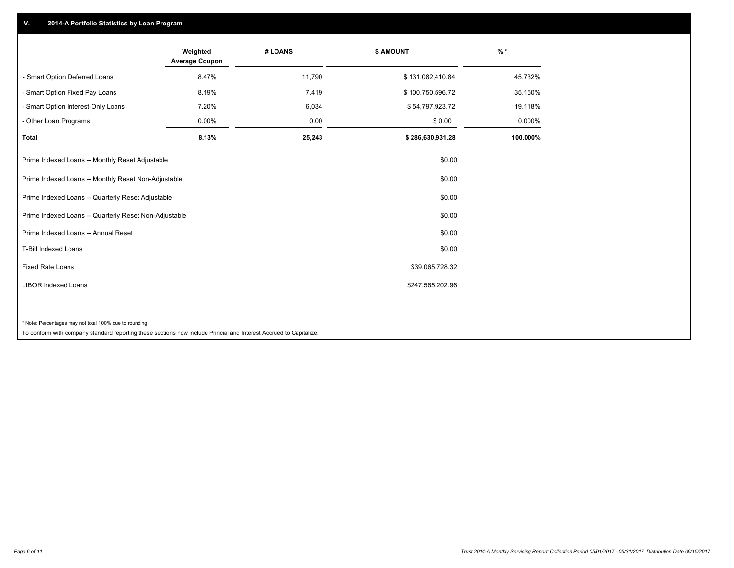## IV. 2014-A Portfolio Statistics by Loan Program

| | Weighted Average Coupon | # LOANS | $ AMOUNT | % * |
|---|---|---|---|---|
| - Smart Option Deferred Loans | 8.47% | 11,790 | $ 131,082,410.84 | 45.732% |
| - Smart Option Fixed Pay Loans | 8.19% | 7,419 | $ 100,750,596.72 | 35.150% |
| - Smart Option Interest-Only Loans | 7.20% | 6,034 | $ 54,797,923.72 | 19.118% |
| - Other Loan Programs | 0.00% | 0.00 | $ 0.00 | 0.000% |
| **Total** | **8.13%** | **25,243** | **$ 286,630,931.28** | **100.000%** |
| Prime Indexed Loans -- Monthly Reset Adjustable | | | $0.00 | |
| Prime Indexed Loans -- Monthly Reset Non-Adjustable | | | $0.00 | |
| Prime Indexed Loans -- Quarterly Reset Adjustable | | | $0.00 | |
| Prime Indexed Loans -- Quarterly Reset Non-Adjustable | | | $0.00 | |
| Prime Indexed Loans -- Annual Reset | | | $0.00 | |
| T-Bill Indexed Loans | | | $0.00 | |
| Fixed Rate Loans | | | $39,065,728.32 | |
| LIBOR Indexed Loans | | | $247,565,202.96 | |

\* Note: Percentages may not total 100% due to rounding

To conform with company standard reporting these sections now include Princial and Interest Accrued to Capitalize.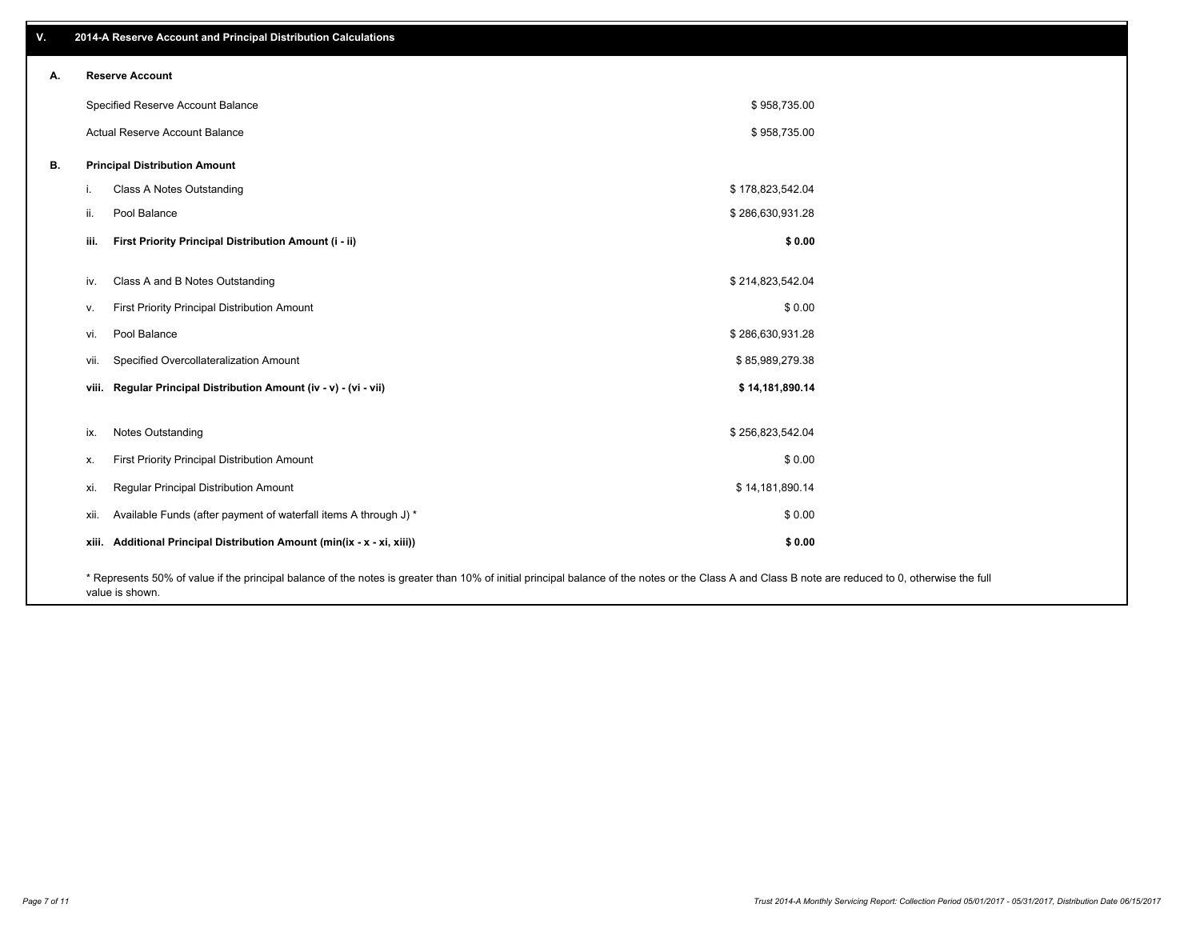## V. 2014-A Reserve Account and Principal Distribution Calculations

### A. Reserve Account

| | |
|---|---|
| Specified Reserve Account Balance | $ 958,735.00 |
| Actual Reserve Account Balance | $ 958,735.00 |

### B. Principal Distribution Amount

| | | |
|---|---|---|
| i. | Class A Notes Outstanding | $ 178,823,542.04 |
| ii. | Pool Balance | $ 286,630,931.28 |
| **iii.** | **First Priority Principal Distribution Amount (i - ii)** | **$ 0.00** |
| iv. | Class A and B Notes Outstanding | $ 214,823,542.04 |
| v. | First Priority Principal Distribution Amount | $ 0.00 |
| vi. | Pool Balance | $ 286,630,931.28 |
| vii. | Specified Overcollateralization Amount | $ 85,989,279.38 |
| **viii.** | **Regular Principal Distribution Amount (iv - v) - (vi - vii)** | **$ 14,181,890.14** |
| ix. | Notes Outstanding | $ 256,823,542.04 |
| x. | First Priority Principal Distribution Amount | $ 0.00 |
| xi. | Regular Principal Distribution Amount | $ 14,181,890.14 |
| xii. | Available Funds (after payment of waterfall items A through J) * | $ 0.00 |
| **xiii.** | **Additional Principal Distribution Amount (min(ix - x - xi, xiii))** | **$ 0.00** |

* Represents 50% of value if the principal balance of the notes is greater than 10% of initial principal balance of the notes or the Class A and Class B note are reduced to 0, otherwise the full value is shown.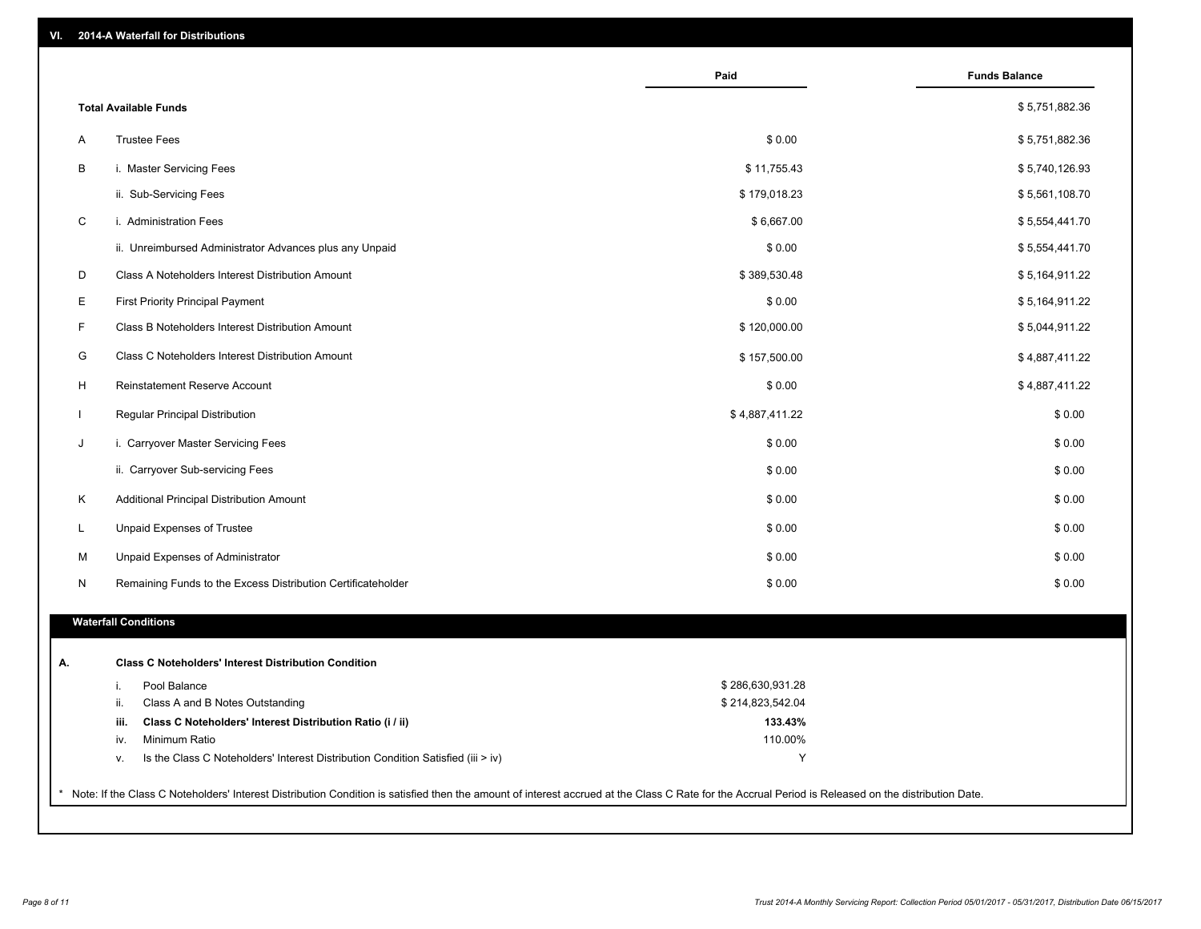## VI. 2014-A Waterfall for Distributions

| | | Paid | Funds Balance |
|---|---|---|---|
| | **Total Available Funds** | | $ 5,751,882.36 |
| A | Trustee Fees | $ 0.00 | $ 5,751,882.36 |
| B | i. Master Servicing Fees | $ 11,755.43 | $ 5,740,126.93 |
| | ii. Sub-Servicing Fees | $ 179,018.23 | $ 5,561,108.70 |
| C | i. Administration Fees | $ 6,667.00 | $ 5,554,441.70 |
| | ii. Unreimbursed Administrator Advances plus any Unpaid | $ 0.00 | $ 5,554,441.70 |
| D | Class A Noteholders Interest Distribution Amount | $ 389,530.48 | $ 5,164,911.22 |
| E | First Priority Principal Payment | $ 0.00 | $ 5,164,911.22 |
| F | Class B Noteholders Interest Distribution Amount | $ 120,000.00 | $ 5,044,911.22 |
| G | Class C Noteholders Interest Distribution Amount | $ 157,500.00 | $ 4,887,411.22 |
| H | Reinstatement Reserve Account | $ 0.00 | $ 4,887,411.22 |
| I | Regular Principal Distribution | $ 4,887,411.22 | $ 0.00 |
| J | i. Carryover Master Servicing Fees | $ 0.00 | $ 0.00 |
| | ii. Carryover Sub-servicing Fees | $ 0.00 | $ 0.00 |
| K | Additional Principal Distribution Amount | $ 0.00 | $ 0.00 |
| L | Unpaid Expenses of Trustee | $ 0.00 | $ 0.00 |
| M | Unpaid Expenses of Administrator | $ 0.00 | $ 0.00 |
| N | Remaining Funds to the Excess Distribution Certificateholder | $ 0.00 | $ 0.00 |

### Waterfall Conditions

**A. Class C Noteholders' Interest Distribution Condition**

| | | |
|---|---|---|
| i. | Pool Balance | $ 286,630,931.28 |
| ii. | Class A and B Notes Outstanding | $ 214,823,542.04 |
| **iii.** | **Class C Noteholders' Interest Distribution Ratio (i / ii)** | **133.43%** |
| iv. | Minimum Ratio | 110.00% |
| v. | Is the Class C Noteholders' Interest Distribution Condition Satisfied (iii > iv) | Y |

\* Note: If the Class C Noteholders' Interest Distribution Condition is satisfied then the amount of interest accrued at the Class C Rate for the Accrual Period is Released on the distribution Date.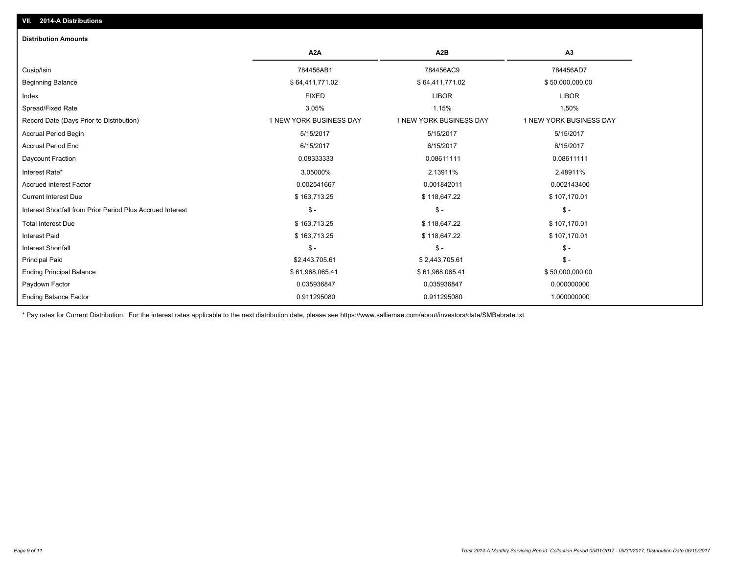## VII. 2014-A Distributions

### Distribution Amounts

| | A2A | A2B | A3 |
|---|---|---|---|
| Cusip/Isin | 784456AB1 | 784456AC9 | 784456AD7 |
| Beginning Balance | $ 64,411,771.02 | $ 64,411,771.02 | $ 50,000,000.00 |
| Index | FIXED | LIBOR | LIBOR |
| Spread/Fixed Rate | 3.05% | 1.15% | 1.50% |
| Record Date (Days Prior to Distribution) | 1 NEW YORK BUSINESS DAY | 1 NEW YORK BUSINESS DAY | 1 NEW YORK BUSINESS DAY |
| Accrual Period Begin | 5/15/2017 | 5/15/2017 | 5/15/2017 |
| Accrual Period End | 6/15/2017 | 6/15/2017 | 6/15/2017 |
| Daycount Fraction | 0.08333333 | 0.08611111 | 0.08611111 |
| Interest Rate* | 3.05000% | 2.13911% | 2.48911% |
| Accrued Interest Factor | 0.002541667 | 0.001842011 | 0.002143400 |
| Current Interest Due | $ 163,713.25 | $ 118,647.22 | $ 107,170.01 |
| Interest Shortfall from Prior Period Plus Accrued Interest | $ - | $ - | $ - |
| Total Interest Due | $ 163,713.25 | $ 118,647.22 | $ 107,170.01 |
| Interest Paid | $ 163,713.25 | $ 118,647.22 | $ 107,170.01 |
| Interest Shortfall | $ - | $ - | $ - |
| Principal Paid | $2,443,705.61 | $ 2,443,705.61 | $ - |
| Ending Principal Balance | $ 61,968,065.41 | $ 61,968,065.41 | $ 50,000,000.00 |
| Paydown Factor | 0.035936847 | 0.035936847 | 0.000000000 |
| Ending Balance Factor | 0.911295080 | 0.911295080 | 1.000000000 |

* Pay rates for Current Distribution. For the interest rates applicable to the next distribution date, please see https://www.salliemae.com/about/investors/data/SMBabrate.txt.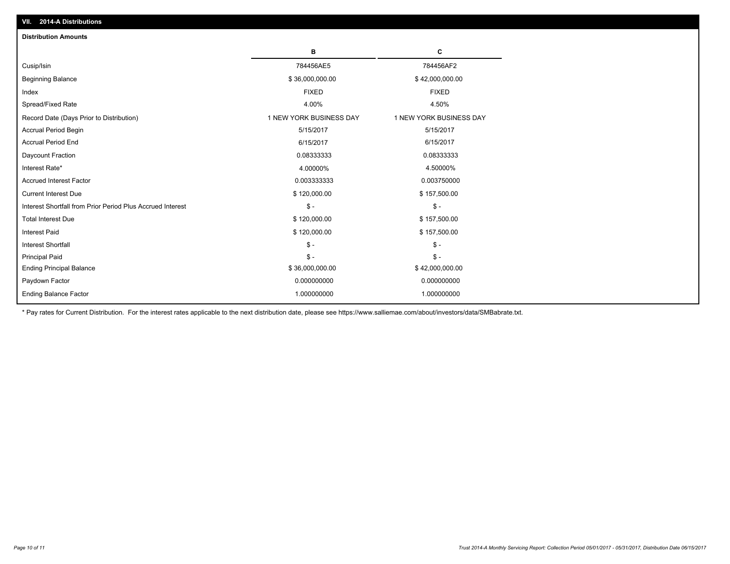## VII. 2014-A Distributions

### Distribution Amounts

| | B | C |
|---|---|---|
| Cusip/Isin | 784456AE5 | 784456AF2 |
| Beginning Balance | $ 36,000,000.00 | $ 42,000,000.00 |
| Index | FIXED | FIXED |
| Spread/Fixed Rate | 4.00% | 4.50% |
| Record Date (Days Prior to Distribution) | 1 NEW YORK BUSINESS DAY | 1 NEW YORK BUSINESS DAY |
| Accrual Period Begin | 5/15/2017 | 5/15/2017 |
| Accrual Period End | 6/15/2017 | 6/15/2017 |
| Daycount Fraction | 0.08333333 | 0.08333333 |
| Interest Rate* | 4.00000% | 4.50000% |
| Accrued Interest Factor | 0.003333333 | 0.003750000 |
| Current Interest Due | $ 120,000.00 | $ 157,500.00 |
| Interest Shortfall from Prior Period Plus Accrued Interest | $ - | $ - |
| Total Interest Due | $ 120,000.00 | $ 157,500.00 |
| Interest Paid | $ 120,000.00 | $ 157,500.00 |
| Interest Shortfall | $ - | $ - |
| Principal Paid | $ - | $ - |
| Ending Principal Balance | $ 36,000,000.00 | $ 42,000,000.00 |
| Paydown Factor | 0.000000000 | 0.000000000 |
| Ending Balance Factor | 1.000000000 | 1.000000000 |

* Pay rates for Current Distribution. For the interest rates applicable to the next distribution date, please see https://www.salliemae.com/about/investors/data/SMBabrate.txt.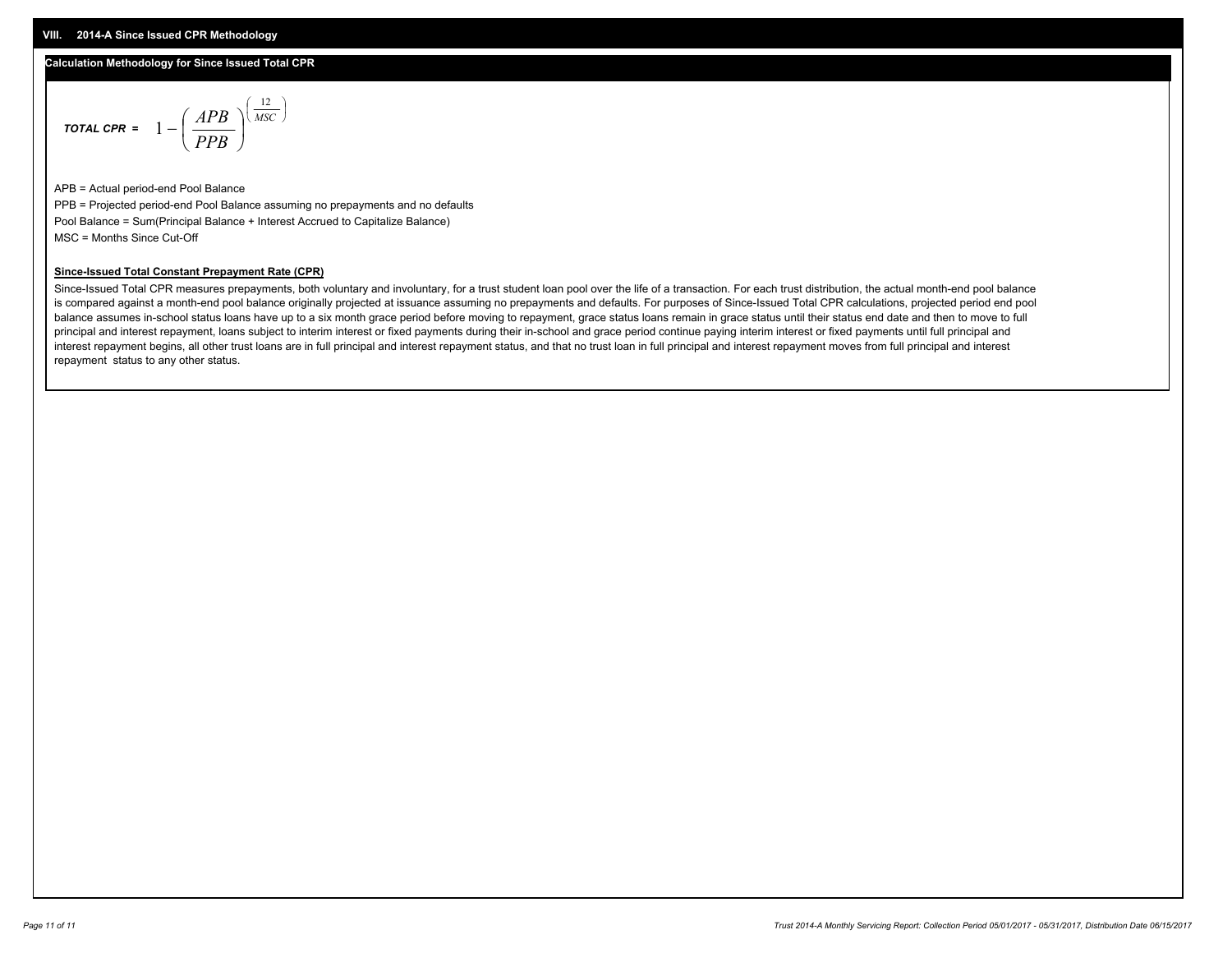## VIII. 2014-A Since Issued CPR Methodology

### Calculation Methodology for Since Issued Total CPR

***TOTAL CPR =*** $$1 - \left( \frac{APB}{PPB} \right)^{\left( \frac{12}{MSC} \right)}$$

APB = Actual period-end Pool Balance

PPB = Projected period-end Pool Balance assuming no prepayments and no defaults

Pool Balance = Sum(Principal Balance + Interest Accrued to Capitalize Balance)

MSC = Months Since Cut-Off

**Since-Issued Total Constant Prepayment Rate (CPR)**

Since-Issued Total CPR measures prepayments, both voluntary and involuntary, for a trust student loan pool over the life of a transaction. For each trust distribution, the actual month-end pool balance is compared against a month-end pool balance originally projected at issuance assuming no prepayments and defaults. For purposes of Since-Issued Total CPR calculations, projected period end pool balance assumes in-school status loans have up to a six month grace period before moving to repayment, grace status loans remain in grace status until their status end date and then to move to full principal and interest repayment, loans subject to interim interest or fixed payments during their in-school and grace period continue paying interim interest or fixed payments until full principal and interest repayment begins, all other trust loans are in full principal and interest repayment status, and that no trust loan in full principal and interest repayment moves from full principal and interest repayment status to any other status.